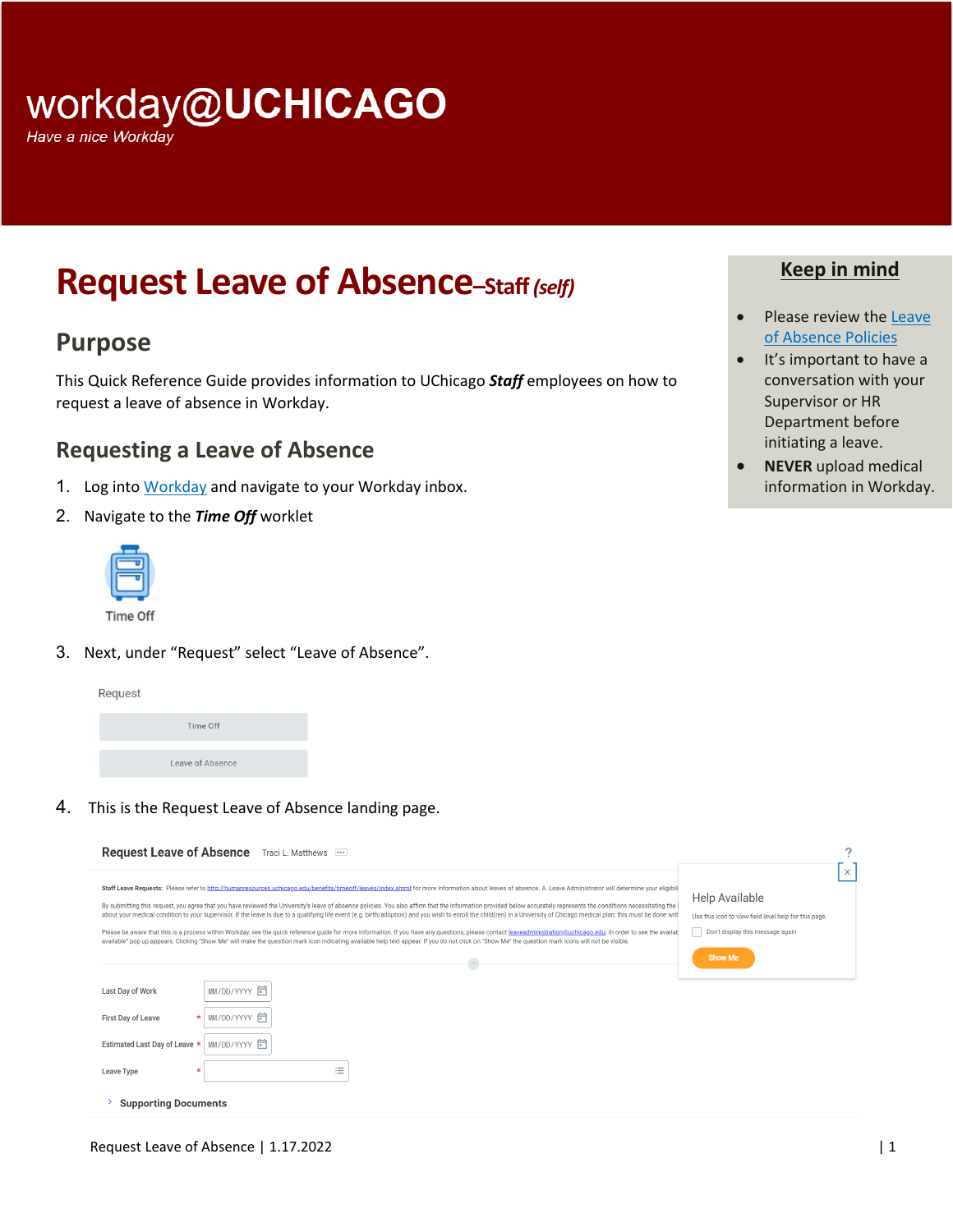workday@UCHICAGO

*Have a nice Workday*

# Request Leave of Absence–*Staff (self)*

## Purpose

This Quick Reference Guide provides information to UChicago ***Staff*** employees on how to request a leave of absence in Workday.

## Requesting a Leave of Absence

1. Log into Workday and navigate to your Workday inbox.
2. Navigate to the ***Time Off*** worklet

   Time Off

3. Next, under "Request" select "Leave of Absence".

   Request

   - Time Off
   - Leave of Absence

4. This is the Request Leave of Absence landing page.

**Keep in mind**

- Please review the Leave of Absence Policies
- It's important to have a conversation with your Supervisor or HR Department before initiating a leave.
- **NEVER** upload medical information in Workday.

Request Leave of Absence | 1.17.2022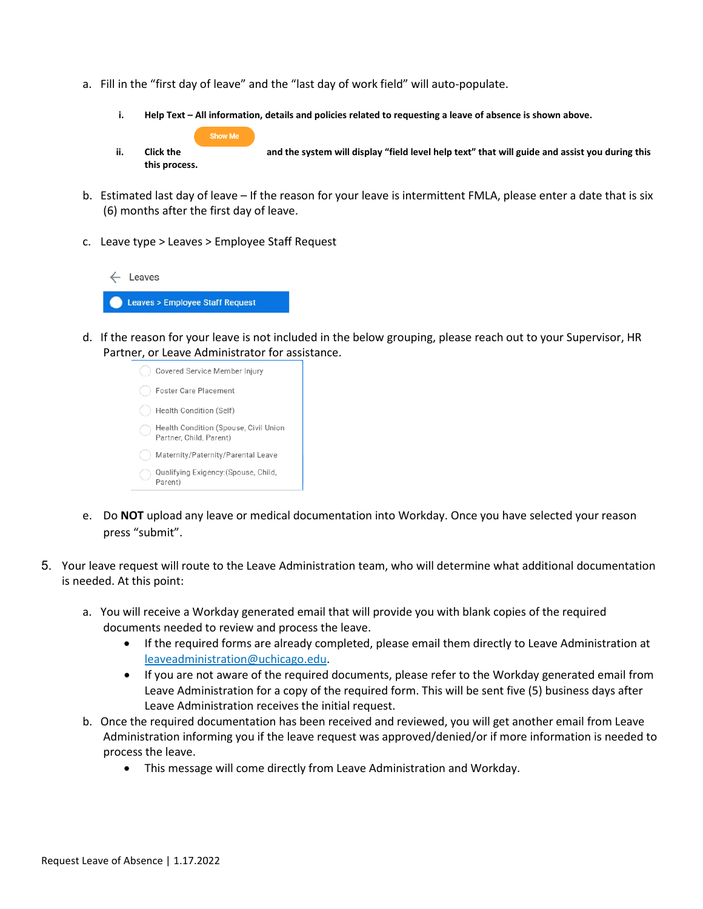a. Fill in the "first day of leave" and the "last day of work field" will auto-populate.

   i. **Help Text – All information, details and policies related to requesting a leave of absence is shown above.**

   ii. **Click the Show Me and the system will display "field level help text" that will guide and assist you during this process.**

b. Estimated last day of leave – If the reason for your leave is intermittent FMLA, please enter a date that is six (6) months after the first day of leave.

c. Leave type > Leaves > Employee Staff Request

   Leaves

   Leaves > Employee Staff Request

d. If the reason for your leave is not included in the below grouping, please reach out to your Supervisor, HR Partner, or Leave Administrator for assistance.

   - Covered Service Member Injury
   - Foster Care Placement
   - Health Condition (Self)
   - Health Condition (Spouse, Civil Union Partner, Child, Parent)
   - Maternity/Paternity/Parental Leave
   - Qualifying Exigency:(Spouse, Child, Parent)

e. Do **NOT** upload any leave or medical documentation into Workday. Once you have selected your reason press "submit".

5. Your leave request will route to the Leave Administration team, who will determine what additional documentation is needed. At this point:

   a. You will receive a Workday generated email that will provide you with blank copies of the required documents needed to review and process the leave.
      - If the required forms are already completed, please email them directly to Leave Administration at leaveadministration@uchicago.edu.
      - If you are not aware of the required documents, please refer to the Workday generated email from Leave Administration for a copy of the required form. This will be sent five (5) business days after Leave Administration receives the initial request.

   b. Once the required documentation has been received and reviewed, you will get another email from Leave Administration informing you if the leave request was approved/denied/or if more information is needed to process the leave.
      - This message will come directly from Leave Administration and Workday.